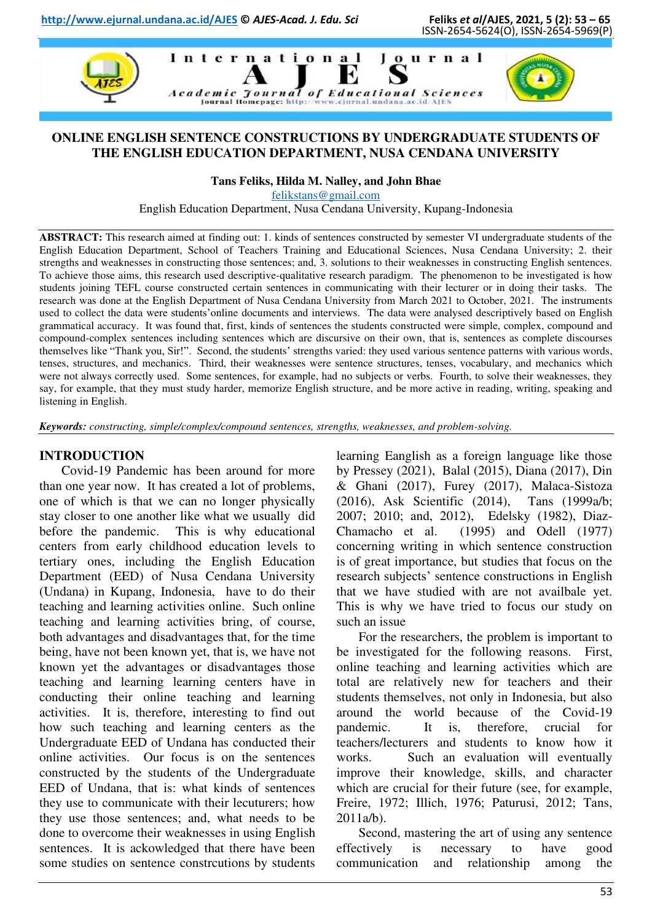# ONLINE ENGLISH SENTENCE CONSTRUCTIONS BY UNDERGRADUATE STUDENTS OF THE ENGLISH EDUCATION DEPARTMENT, NUSA CENDANA UNIVERSITY

**Tans Feliks, Hilda M. Nalley, and John Bhae**

felikstans@gmail.com

English Education Department, Nusa Cendana University, Kupang-Indonesia

**ABSTRACT:** This research aimed at finding out: 1. kinds of sentences constructed by semester VI undergraduate students of the English Education Department, School of Teachers Training and Educational Sciences, Nusa Cendana University; 2. their strengths and weaknesses in constructing those sentences; and, 3. solutions to their weaknesses in constructing English sentences. To achieve those aims, this research used descriptive-qualitative research paradigm. The phenomenon to be investigated is how students joining TEFL course constructed certain sentences in communicating with their lecturer or in doing their tasks. The research was done at the English Department of Nusa Cendana University from March 2021 to October, 2021. The instruments used to collect the data were students'online documents and interviews. The data were analysed descriptively based on English grammatical accuracy. It was found that, first, kinds of sentences the students constructed were simple, complex, compound and compound-complex sentences including sentences which are discursive on their own, that is, sentences as complete discourses themselves like "Thank you, Sir!". Second, the students' strengths varied: they used various sentence patterns with various words, tenses, structures, and mechanics. Third, their weaknesses were sentence structures, tenses, vocabulary, and mechanics which were not always correctly used. Some sentences, for example, had no subjects or verbs. Fourth, to solve their weaknesses, they say, for example, that they must study harder, memorize English structure, and be more active in reading, writing, speaking and listening in English.

***Keywords:*** *constructing, simple/complex/compound sentences, strengths, weaknesses, and problem-solving.*

## INTRODUCTION

Covid-19 Pandemic has been around for more than one year now. It has created a lot of problems, one of which is that we can no longer physically stay closer to one another like what we usually did before the pandemic. This is why educational centers from early childhood education levels to tertiary ones, including the English Education Department (EED) of Nusa Cendana University (Undana) in Kupang, Indonesia, have to do their teaching and learning activities online. Such online teaching and learning activities bring, of course, both advantages and disadvantages that, for the time being, have not been known yet, that is, we have not known yet the advantages or disadvantages those teaching and learning learning centers have in conducting their online teaching and learning activities. It is, therefore, interesting to find out how such teaching and learning centers as the Undergraduate EED of Undana have conducted their online activities. Our focus is on the sentences constructed by the students of the Undergraduate EED of Undana, that is: what kinds of sentences they use to communicate with their lecuturers; how they use those sentences; and, what needs to be done to overcome their weaknesses in using English sentences. It is ackowledged that there have been some studies on sentence constrcutions by students learning Eanglish as a foreign language like those by Pressey (2021), Balal (2015), Diana (2017), Din & Ghani (2017), Furey (2017), Malaca-Sistoza (2016), Ask Scientific (2014), Tans (1999a/b; 2007; 2010; and, 2012), Edelsky (1982), Diaz-Chamacho et al. (1995) and Odell (1977) concerning writing in which sentence construction is of great importance, but studies that focus on the research subjects' sentence constructions in English that we have studied with are not availbale yet. This is why we have tried to focus our study on such an issue

For the researchers, the problem is important to be investigated for the following reasons. First, online teaching and learning activities which are total are relatively new for teachers and their students themselves, not only in Indonesia, but also around the world because of the Covid-19 pandemic. It is, therefore, crucial for teachers/lecturers and students to know how it works. Such an evaluation will eventually improve their knowledge, skills, and character which are crucial for their future (see, for example, Freire, 1972; Illich, 1976; Paturusi, 2012; Tans, 2011a/b).

Second, mastering the art of using any sentence effectively is necessary to have good communication and relationship among the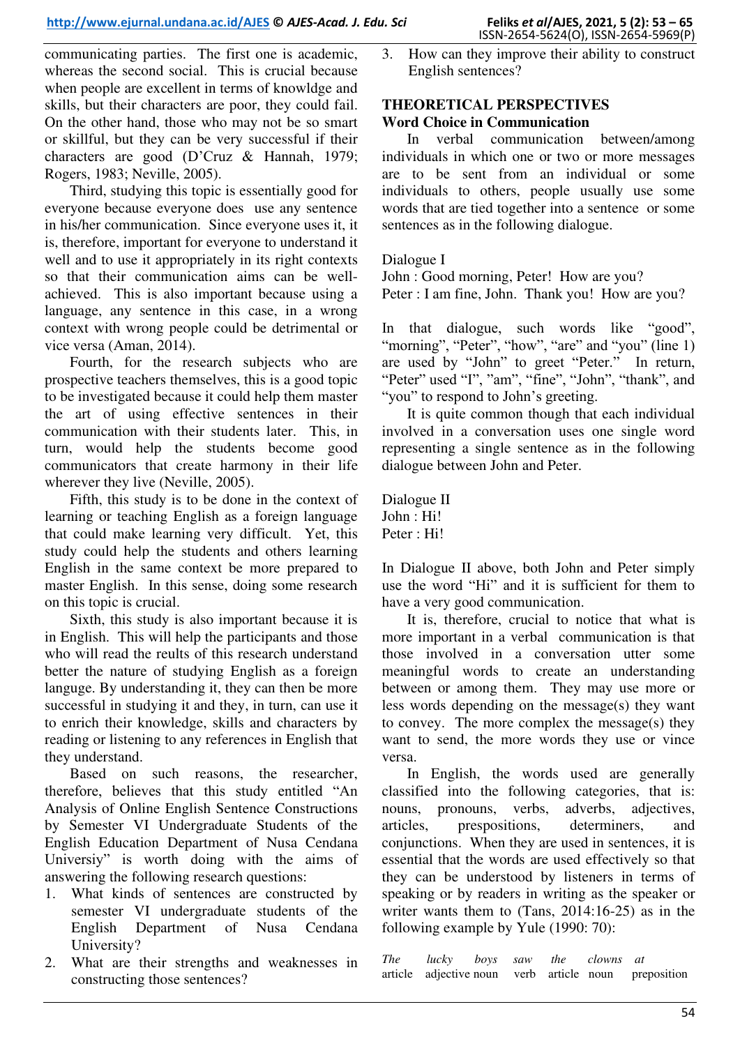communicating parties. The first one is academic, whereas the second social. This is crucial because when people are excellent in terms of knowldge and skills, but their characters are poor, they could fail. On the other hand, those who may not be so smart or skillful, but they can be very successful if their characters are good (D'Cruz & Hannah, 1979; Rogers, 1983; Neville, 2005).

Third, studying this topic is essentially good for everyone because everyone does use any sentence in his/her communication. Since everyone uses it, it is, therefore, important for everyone to understand it well and to use it appropriately in its right contexts so that their communication aims can be well-achieved. This is also important because using a language, any sentence in this case, in a wrong context with wrong people could be detrimental or vice versa (Aman, 2014).

Fourth, for the research subjects who are prospective teachers themselves, this is a good topic to be investigated because it could help them master the art of using effective sentences in their communication with their students later. This, in turn, would help the students become good communicators that create harmony in their life wherever they live (Neville, 2005).

Fifth, this study is to be done in the context of learning or teaching English as a foreign language that could make learning very difficult. Yet, this study could help the students and others learning English in the same context be more prepared to master English. In this sense, doing some research on this topic is crucial.

Sixth, this study is also important because it is in English. This will help the participants and those who will read the reults of this research understand better the nature of studying English as a foreign languge. By understanding it, they can then be more successful in studying it and they, in turn, can use it to enrich their knowledge, skills and characters by reading or listening to any references in English that they understand.

Based on such reasons, the researcher, therefore, believes that this study entitled "An Analysis of Online English Sentence Constructions by Semester VI Undergraduate Students of the English Education Department of Nusa Cendana Universiy" is worth doing with the aims of answering the following research questions:

1. What kinds of sentences are constructed by semester VI undergraduate students of the English Department of Nusa Cendana University?
2. What are their strengths and weaknesses in constructing those sentences?
3. How can they improve their ability to construct English sentences?

## THEORETICAL PERSPECTIVES

### Word Choice in Communication

In verbal communication between/among individuals in which one or two or more messages are to be sent from an individual or some individuals to others, people usually use some words that are tied together into a sentence or some sentences as in the following dialogue.

Dialogue I
John : Good morning, Peter! How are you?
Peter : I am fine, John. Thank you! How are you?

In that dialogue, such words like "good", "morning", "Peter", "how", "are" and "you" (line 1) are used by "John" to greet "Peter." In return, "Peter" used "I", "am", "fine", "John", "thank", and "you" to respond to John's greeting.

It is quite common though that each individual involved in a conversation uses one single word representing a single sentence as in the following dialogue between John and Peter.

Dialogue II
John : Hi!
Peter : Hi!

In Dialogue II above, both John and Peter simply use the word "Hi" and it is sufficient for them to have a very good communication.

It is, therefore, crucial to notice that what is more important in a verbal communication is that those involved in a conversation utter some meaningful words to create an understanding between or among them. They may use more or less words depending on the message(s) they want to convey. The more complex the message(s) they want to send, the more words they use or vince versa.

In English, the words used are generally classified into the following categories, that is: nouns, pronouns, verbs, adverbs, adjectives, articles, prespositions, determiners, and conjunctions. When they are used in sentences, it is essential that the words are used effectively so that they can be understood by listeners in terms of speaking or by readers in writing as the speaker or writer wants them to (Tans, 2014:16-25) as in the following example by Yule (1990: 70):

| *The* | *lucky* | *boys* | *saw* | *the* | *clowns* | *at* |
|---|---|---|---|---|---|---|
| article | adjective | noun | verb | article | noun | preposition |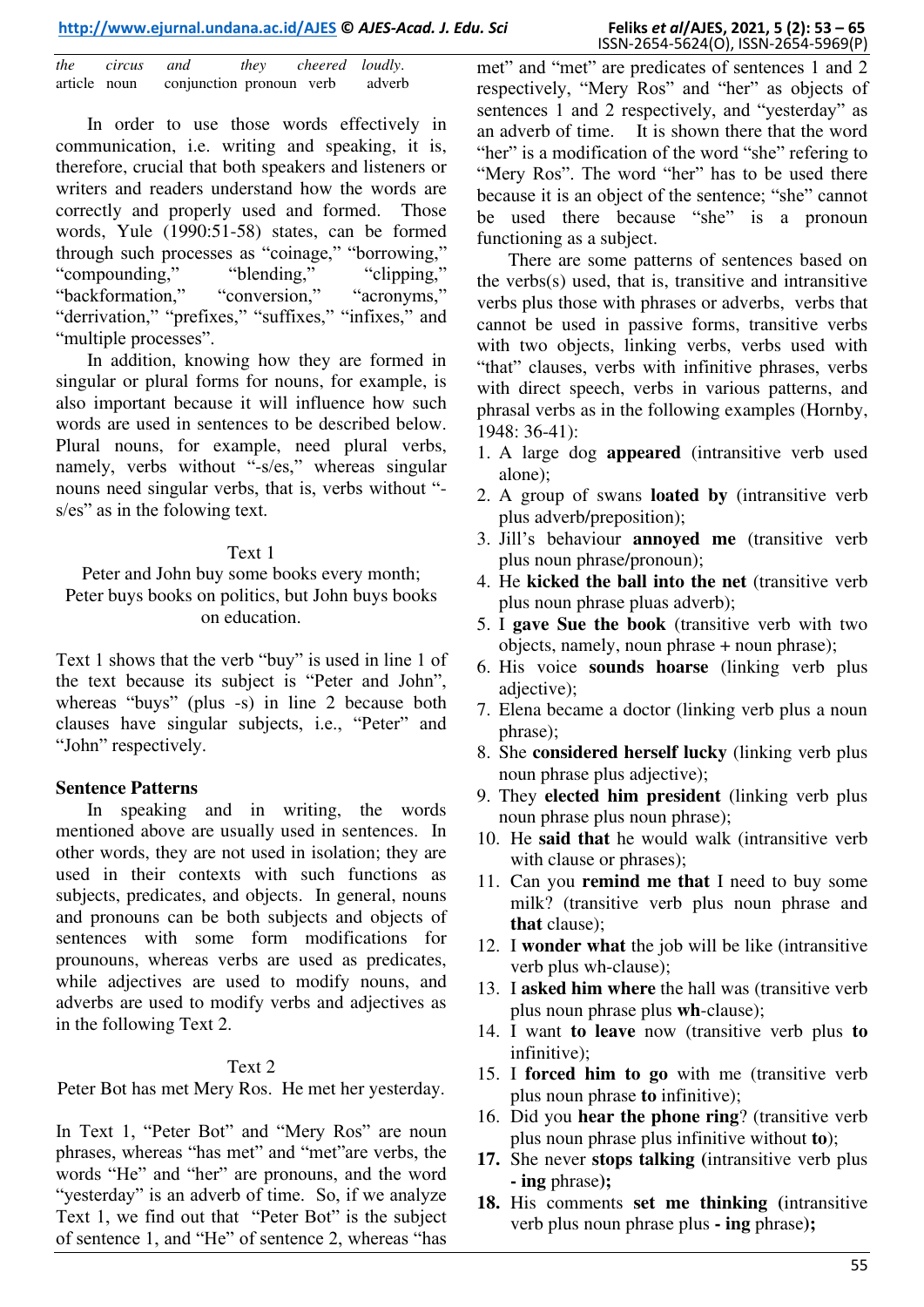| *the* | *circus* | *and* | *they* | *cheered* | *loudly*. |
|---|---|---|---|---|---|
| article | noun | conjunction | pronoun | verb | adverb |

In order to use those words effectively in communication, i.e. writing and speaking, it is, therefore, crucial that both speakers and listeners or writers and readers understand how the words are correctly and properly used and formed. Those words, Yule (1990:51-58) states, can be formed through such processes as "coinage," "borrowing," "compounding," "blending," "clipping," "backformation," "conversion," "acronyms," "derrivation," "prefixes," "suffixes," "infixes," and "multiple processes".

In addition, knowing how they are formed in singular or plural forms for nouns, for example, is also important because it will influence how such words are used in sentences to be described below. Plural nouns, for example, need plural verbs, namely, verbs without "-s/es," whereas singular nouns need singular verbs, that is, verbs without "-s/es" as in the folowing text.

Text 1

Peter and John buy some books every month; Peter buys books on politics, but John buys books on education.

Text 1 shows that the verb "buy" is used in line 1 of the text because its subject is "Peter and John", whereas "buys" (plus -s) in line 2 because both clauses have singular subjects, i.e., "Peter" and "John" respectively.

**Sentence Patterns**

In speaking and in writing, the words mentioned above are usually used in sentences. In other words, they are not used in isolation; they are used in their contexts with such functions as subjects, predicates, and objects. In general, nouns and pronouns can be both subjects and objects of sentences with some form modifications for prounouns, whereas verbs are used as predicates, while adjectives are used to modify nouns, and adverbs are used to modify verbs and adjectives as in the following Text 2.

Text 2

Peter Bot has met Mery Ros. He met her yesterday.

In Text 1, "Peter Bot" and "Mery Ros" are noun phrases, whereas "has met" and "met"are verbs, the words "He" and "her" are pronouns, and the word "yesterday" is an adverb of time. So, if we analyze Text 1, we find out that "Peter Bot" is the subject of sentence 1, and "He" of sentence 2, whereas "has met" and "met" are predicates of sentences 1 and 2 respectively, "Mery Ros" and "her" as objects of sentences 1 and 2 respectively, and "yesterday" as an adverb of time. It is shown there that the word "her" is a modification of the word "she" refering to "Mery Ros". The word "her" has to be used there because it is an object of the sentence; "she" cannot be used there because "she" is a pronoun functioning as a subject.

There are some patterns of sentences based on the verbs(s) used, that is, transitive and intransitive verbs plus those with phrases or adverbs, verbs that cannot be used in passive forms, transitive verbs with two objects, linking verbs, verbs used with "that" clauses, verbs with infinitive phrases, verbs with direct speech, verbs in various patterns, and phrasal verbs as in the following examples (Hornby, 1948: 36-41):

1. A large dog **appeared** (intransitive verb used alone);
2. A group of swans **loated by** (intransitive verb plus adverb/preposition);
3. Jill's behaviour **annoyed me** (transitive verb plus noun phrase/pronoun);
4. He **kicked the ball into the net** (transitive verb plus noun phrase pluas adverb);
5. I **gave Sue the book** (transitive verb with two objects, namely, noun phrase + noun phrase);
6. His voice **sounds hoarse** (linking verb plus adjective);
7. Elena became a doctor (linking verb plus a noun phrase);
8. She **considered herself lucky** (linking verb plus noun phrase plus adjective);
9. They **elected him president** (linking verb plus noun phrase plus noun phrase);
10. He **said that** he would walk (intransitive verb with clause or phrases);
11. Can you **remind me that** I need to buy some milk? (transitive verb plus noun phrase and **that** clause);
12. I **wonder what** the job will be like (intransitive verb plus wh-clause);
13. I **asked him where** the hall was (transitive verb plus noun phrase plus **wh**-clause);
14. I want **to leave** now (transitive verb plus **to** infinitive);
15. I **forced him to go** with me (transitive verb plus noun phrase **to** infinitive);
16. Did you **hear the phone ring**? (transitive verb plus noun phrase plus infinitive without **to**);
17. She never **stops talking (**intransitive verb plus **- ing** phrase**);**
18. His comments **set me thinking (**intransitive verb plus noun phrase plus **- ing** phrase**);**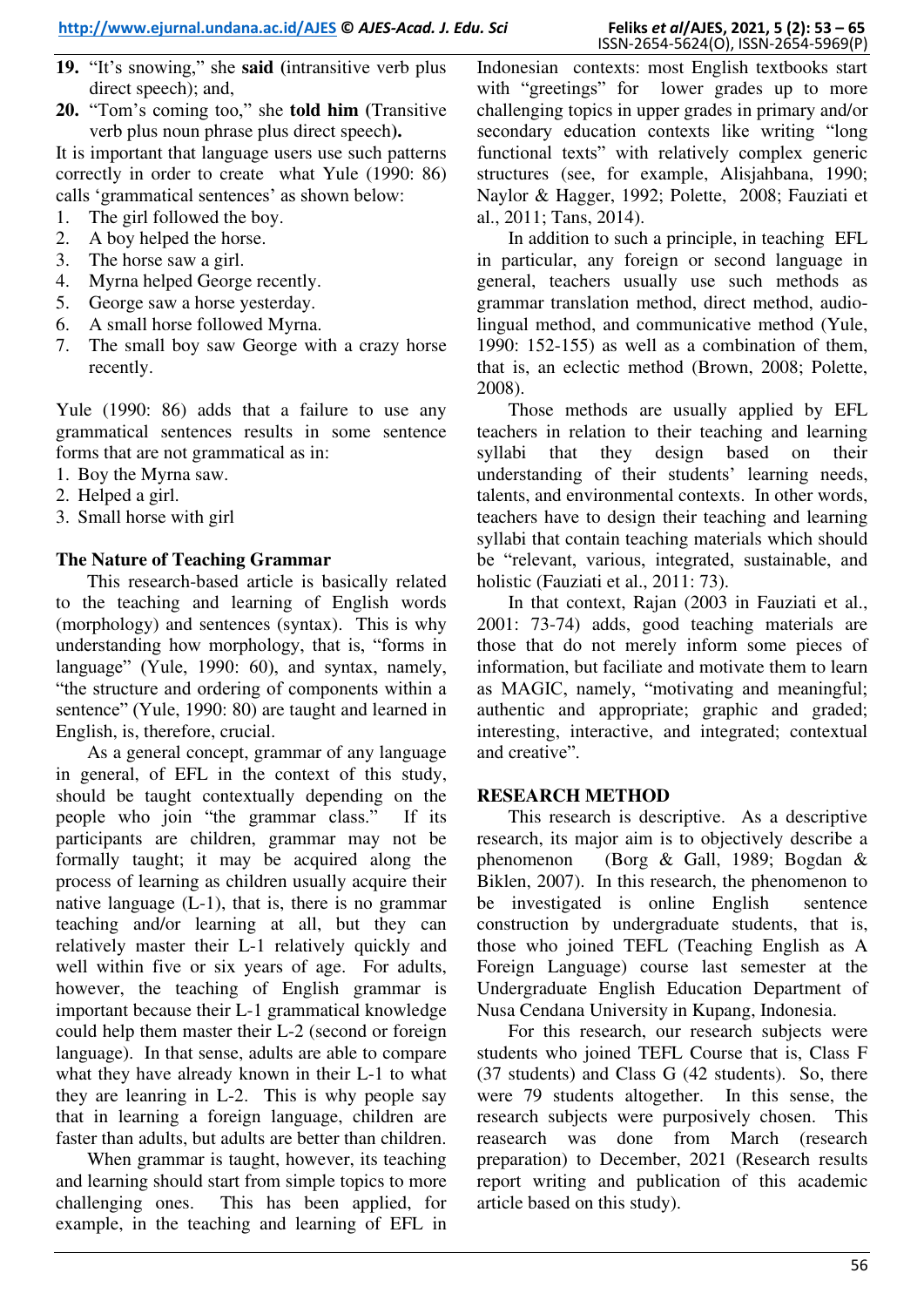**19.** "It's snowing," she **said** (intransitive verb plus direct speech); and,

**20.** "Tom's coming too," she **told him** (Transitive verb plus noun phrase plus direct speech**).**

It is important that language users use such patterns correctly in order to create what Yule (1990: 86) calls 'grammatical sentences' as shown below:

1. The girl followed the boy.
2. A boy helped the horse.
3. The horse saw a girl.
4. Myrna helped George recently.
5. George saw a horse yesterday.
6. A small horse followed Myrna.
7. The small boy saw George with a crazy horse recently.

Yule (1990: 86) adds that a failure to use any grammatical sentences results in some sentence forms that are not grammatical as in:

1. Boy the Myrna saw.
2. Helped a girl.
3. Small horse with girl

## The Nature of Teaching Grammar

This research-based article is basically related to the teaching and learning of English words (morphology) and sentences (syntax). This is why understanding how morphology, that is, "forms in language" (Yule, 1990: 60), and syntax, namely, "the structure and ordering of components within a sentence" (Yule, 1990: 80) are taught and learned in English, is, therefore, crucial.

As a general concept, grammar of any language in general, of EFL in the context of this study, should be taught contextually depending on the people who join "the grammar class." If its participants are children, grammar may not be formally taught; it may be acquired along the process of learning as children usually acquire their native language (L-1), that is, there is no grammar teaching and/or learning at all, but they can relatively master their L-1 relatively quickly and well within five or six years of age. For adults, however, the teaching of English grammar is important because their L-1 grammatical knowledge could help them master their L-2 (second or foreign language). In that sense, adults are able to compare what they have already known in their L-1 to what they are leanring in L-2. This is why people say that in learning a foreign language, children are faster than adults, but adults are better than children.

When grammar is taught, however, its teaching and learning should start from simple topics to more challenging ones. This has been applied, for example, in the teaching and learning of EFL in Indonesian contexts: most English textbooks start with "greetings" for lower grades up to more challenging topics in upper grades in primary and/or secondary education contexts like writing "long functional texts" with relatively complex generic structures (see, for example, Alisjahbana, 1990; Naylor & Hagger, 1992; Polette, 2008; Fauziati et al., 2011; Tans, 2014).

In addition to such a principle, in teaching EFL in particular, any foreign or second language in general, teachers usually use such methods as grammar translation method, direct method, audio-lingual method, and communicative method (Yule, 1990: 152-155) as well as a combination of them, that is, an eclectic method (Brown, 2008; Polette, 2008).

Those methods are usually applied by EFL teachers in relation to their teaching and learning syllabi that they design based on their understanding of their students' learning needs, talents, and environmental contexts. In other words, teachers have to design their teaching and learning syllabi that contain teaching materials which should be "relevant, various, integrated, sustainable, and holistic (Fauziati et al., 2011: 73).

In that context, Rajan (2003 in Fauziati et al., 2001: 73-74) adds, good teaching materials are those that do not merely inform some pieces of information, but faciliate and motivate them to learn as MAGIC, namely, "motivating and meaningful; authentic and appropriate; graphic and graded; interesting, interactive, and integrated; contextual and creative".

## RESEARCH METHOD

This research is descriptive. As a descriptive research, its major aim is to objectively describe a phenomenon (Borg & Gall, 1989; Bogdan & Biklen, 2007). In this research, the phenomenon to be investigated is online English sentence construction by undergraduate students, that is, those who joined TEFL (Teaching English as A Foreign Language) course last semester at the Undergraduate English Education Department of Nusa Cendana University in Kupang, Indonesia.

For this research, our research subjects were students who joined TEFL Course that is, Class F (37 students) and Class G (42 students). So, there were 79 students altogether. In this sense, the research subjects were purposively chosen. This reasearch was done from March (research preparation) to December, 2021 (Research results report writing and publication of this academic article based on this study).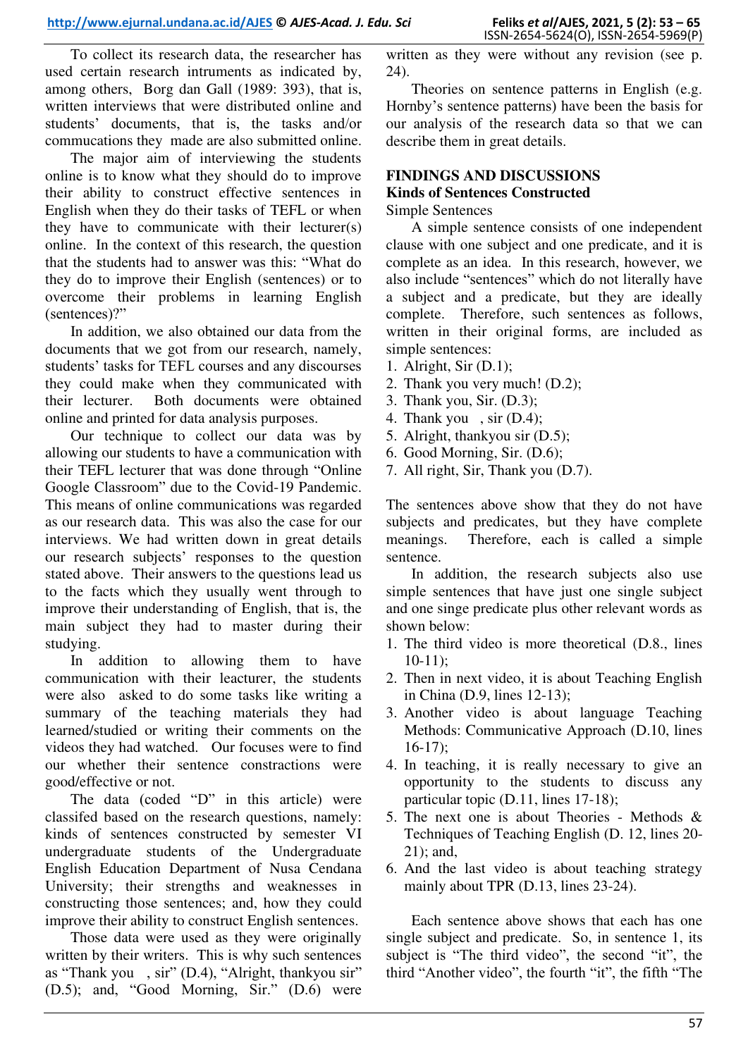To collect its research data, the researcher has used certain research intruments as indicated by, among others, Borg dan Gall (1989: 393), that is, written interviews that were distributed online and students' documents, that is, the tasks and/or commucations they made are also submitted online.

The major aim of interviewing the students online is to know what they should do to improve their ability to construct effective sentences in English when they do their tasks of TEFL or when they have to communicate with their lecturer(s) online. In the context of this research, the question that the students had to answer was this: "What do they do to improve their English (sentences) or to overcome their problems in learning English (sentences)?"

In addition, we also obtained our data from the documents that we got from our research, namely, students' tasks for TEFL courses and any discourses they could make when they communicated with their lecturer. Both documents were obtained online and printed for data analysis purposes.

Our technique to collect our data was by allowing our students to have a communication with their TEFL lecturer that was done through "Online Google Classroom" due to the Covid-19 Pandemic. This means of online communications was regarded as our research data. This was also the case for our interviews. We had written down in great details our research subjects' responses to the question stated above. Their answers to the questions lead us to the facts which they usually went through to improve their understanding of English, that is, the main subject they had to master during their studying.

In addition to allowing them to have communication with their leacturer, the students were also asked to do some tasks like writing a summary of the teaching materials they had learned/studied or writing their comments on the videos they had watched. Our focuses were to find our whether their sentence constractions were good/effective or not.

The data (coded "D" in this article) were classifed based on the research questions, namely: kinds of sentences constructed by semester VI undergraduate students of the Undergraduate English Education Department of Nusa Cendana University; their strengths and weaknesses in constructing those sentences; and, how they could improve their ability to construct English sentences.

Those data were used as they were originally written by their writers. This is why such sentences as "Thank you , sir" (D.4), "Alright, thankyou sir" (D.5); and, "Good Morning, Sir." (D.6) were written as they were without any revision (see p. 24).

Theories on sentence patterns in English (e.g. Hornby's sentence patterns) have been the basis for our analysis of the research data so that we can describe them in great details.

## FINDINGS AND DISCUSSIONS

### Kinds of Sentences Constructed

Simple Sentences

A simple sentence consists of one independent clause with one subject and one predicate, and it is complete as an idea. In this research, however, we also include "sentences" which do not literally have a subject and a predicate, but they are ideally complete. Therefore, such sentences as follows, written in their original forms, are included as simple sentences:

1. Alright, Sir (D.1);
2. Thank you very much! (D.2);
3. Thank you, Sir. (D.3);
4. Thank you , sir (D.4);
5. Alright, thankyou sir (D.5);
6. Good Morning, Sir. (D.6);
7. All right, Sir, Thank you (D.7).

The sentences above show that they do not have subjects and predicates, but they have complete meanings. Therefore, each is called a simple sentence.

In addition, the research subjects also use simple sentences that have just one single subject and one singe predicate plus other relevant words as shown below:

1. The third video is more theoretical (D.8., lines 10-11);
2. Then in next video, it is about Teaching English in China (D.9, lines 12-13);
3. Another video is about language Teaching Methods: Communicative Approach (D.10, lines 16-17);
4. In teaching, it is really necessary to give an opportunity to the students to discuss any particular topic (D.11, lines 17-18);
5. The next one is about Theories - Methods & Techniques of Teaching English (D. 12, lines 20-21); and,
6. And the last video is about teaching strategy mainly about TPR (D.13, lines 23-24).

Each sentence above shows that each has one single subject and predicate. So, in sentence 1, its subject is "The third video", the second "it", the third "Another video", the fourth "it", the fifth "The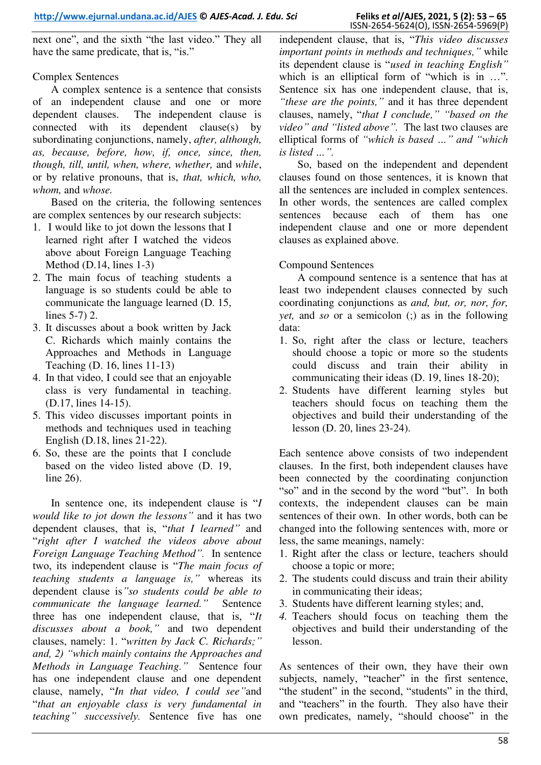next one", and the sixth "the last video." They all have the same predicate, that is, "is."

### Complex Sentences

A complex sentence is a sentence that consists of an independent clause and one or more dependent clauses. The independent clause is connected with its dependent clause(s) by subordinating conjunctions, namely, *after, although, as, because, before, how, if, once, since, then, though, till, until, when, where, whether,* and *while*, or by relative pronouns, that is, *that, which, who, whom,* and *whose.*

Based on the criteria, the following sentences are complex sentences by our research subjects:

1. I would like to jot down the lessons that I learned right after I watched the videos above about Foreign Language Teaching Method (D.14, lines 1-3)
2. The main focus of teaching students a language is so students could be able to communicate the language learned (D. 15, lines 5-7) 2.
3. It discusses about a book written by Jack C. Richards which mainly contains the Approaches and Methods in Language Teaching (D. 16, lines 11-13)
4. In that video, I could see that an enjoyable class is very fundamental in teaching. (D.17, lines 14-15).
5. This video discusses important points in methods and techniques used in teaching English (D.18, lines 21-22).
6. So, these are the points that I conclude based on the video listed above (D. 19, line 26).

In sentence one, its independent clause is "*I would like to jot down the lessons"* and it has two dependent clauses, that is, "*that I learned"* and "*right after I watched the videos above about Foreign Language Teaching Method".* In sentence two, its independent clause is "*The main focus of teaching students a language is,"* whereas its dependent clause is*"so students could be able to communicate the language learned."* Sentence three has one independent clause, that is, "*It discusses about a book,"* and two dependent clauses, namely: 1. "*written by Jack C. Richards;" and, 2) "which mainly contains the Approaches and Methods in Language Teaching."* Sentence four has one independent clause and one dependent clause, namely, "*In that video, I could see"*and "*that an enjoyable class is very fundamental in teaching" successively.* Sentence five has one independent clause, that is, "*This video discusses important points in methods and techniques,"* while its dependent clause is "*used in teaching English"* which is an elliptical form of "which is in …". Sentence six has one independent clause, that is, *"these are the points,"* and it has three dependent clauses, namely, "*that I conclude," "based on the video" and "listed above".* The last two clauses are elliptical forms of *"which is based …" and "which is listed …".*

So, based on the independent and dependent clauses found on those sentences, it is known that all the sentences are included in complex sentences. In other words, the sentences are called complex sentences because each of them has one independent clause and one or more dependent clauses as explained above.

### Compound Sentences

A compound sentence is a sentence that has at least two independent clauses connected by such coordinating conjunctions as *and, but, or, nor, for, yet,* and *so* or a semicolon (;) as in the following data:

1. So, right after the class or lecture, teachers should choose a topic or more so the students could discuss and train their ability in communicating their ideas (D. 19, lines 18-20);
2. Students have different learning styles but teachers should focus on teaching them the objectives and build their understanding of the lesson (D. 20, lines 23-24).

Each sentence above consists of two independent clauses. In the first, both independent clauses have been connected by the coordinating conjunction "so" and in the second by the word "but". In both contexts, the independent clauses can be main sentences of their own. In other words, both can be changed into the following sentences with, more or less, the same meanings, namely:

1. Right after the class or lecture, teachers should choose a topic or more;
2. The students could discuss and train their ability in communicating their ideas;
3. Students have different learning styles; and,
4. Teachers should focus on teaching them the objectives and build their understanding of the lesson.

As sentences of their own, they have their own subjects, namely, "teacher" in the first sentence, "the student" in the second, "students" in the third, and "teachers" in the fourth. They also have their own predicates, namely, "should choose" in the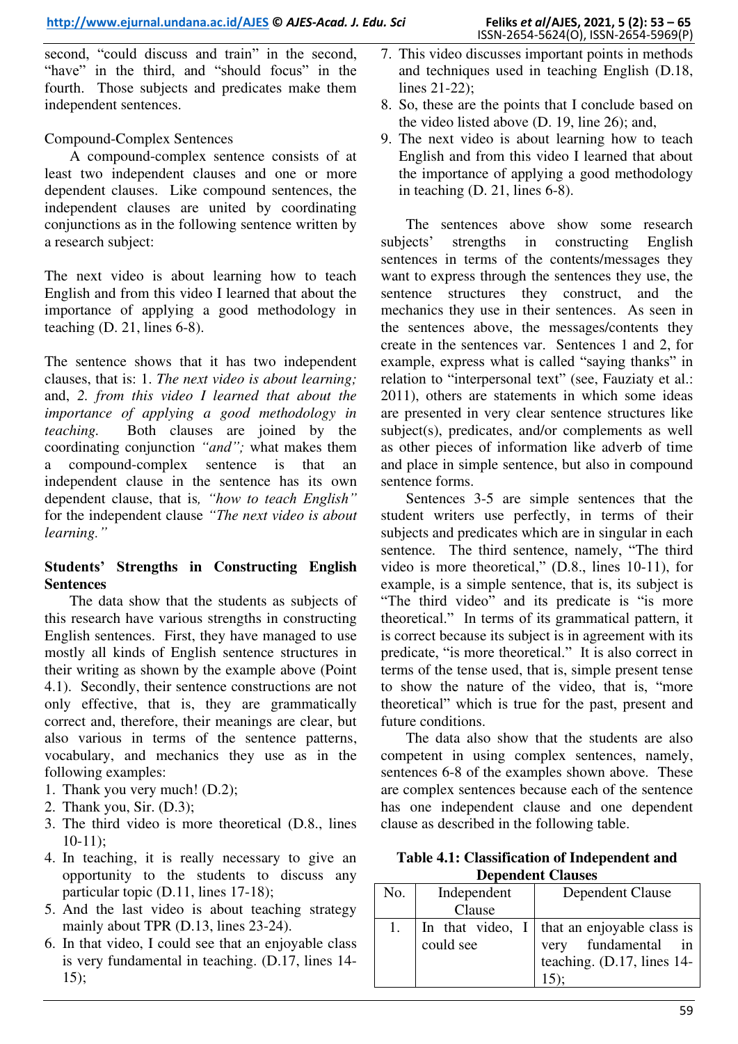second, "could discuss and train" in the second, "have" in the third, and "should focus" in the fourth. Those subjects and predicates make them independent sentences.

Compound-Complex Sentences

A compound-complex sentence consists of at least two independent clauses and one or more dependent clauses. Like compound sentences, the independent clauses are united by coordinating conjunctions as in the following sentence written by a research subject:

The next video is about learning how to teach English and from this video I learned that about the importance of applying a good methodology in teaching (D. 21, lines 6-8).

The sentence shows that it has two independent clauses, that is: 1. *The next video is about learning;* and, *2. from this video I learned that about the importance of applying a good methodology in teaching.* Both clauses are joined by the coordinating conjunction *"and";* what makes them a compound-complex sentence is that an independent clause in the sentence has its own dependent clause, that is*, "how to teach English"* for the independent clause *"The next video is about learning."*

**Students' Strengths in Constructing English Sentences**

The data show that the students as subjects of this research have various strengths in constructing English sentences. First, they have managed to use mostly all kinds of English sentence structures in their writing as shown by the example above (Point 4.1). Secondly, their sentence constructions are not only effective, that is, they are grammatically correct and, therefore, their meanings are clear, but also various in terms of the sentence patterns, vocabulary, and mechanics they use as in the following examples:

1. Thank you very much! (D.2);
2. Thank you, Sir. (D.3);
3. The third video is more theoretical (D.8., lines 10-11);
4. In teaching, it is really necessary to give an opportunity to the students to discuss any particular topic (D.11, lines 17-18);
5. And the last video is about teaching strategy mainly about TPR (D.13, lines 23-24).
6. In that video, I could see that an enjoyable class is very fundamental in teaching. (D.17, lines 14-15);
7. This video discusses important points in methods and techniques used in teaching English (D.18, lines 21-22);
8. So, these are the points that I conclude based on the video listed above (D. 19, line 26); and,
9. The next video is about learning how to teach English and from this video I learned that about the importance of applying a good methodology in teaching (D. 21, lines 6-8).

The sentences above show some research subjects' strengths in constructing English sentences in terms of the contents/messages they want to express through the sentences they use, the sentence structures they construct, and the mechanics they use in their sentences. As seen in the sentences above, the messages/contents they create in the sentences var. Sentences 1 and 2, for example, express what is called "saying thanks" in relation to "interpersonal text" (see, Fauziaty et al.: 2011), others are statements in which some ideas are presented in very clear sentence structures like subject(s), predicates, and/or complements as well as other pieces of information like adverb of time and place in simple sentence, but also in compound sentence forms.

Sentences 3-5 are simple sentences that the student writers use perfectly, in terms of their subjects and predicates which are in singular in each sentence. The third sentence, namely, "The third video is more theoretical," (D.8., lines 10-11), for example, is a simple sentence, that is, its subject is "The third video" and its predicate is "is more theoretical." In terms of its grammatical pattern, it is correct because its subject is in agreement with its predicate, "is more theoretical." It is also correct in terms of the tense used, that is, simple present tense to show the nature of the video, that is, "more theoretical" which is true for the past, present and future conditions.

The data also show that the students are also competent in using complex sentences, namely, sentences 6-8 of the examples shown above. These are complex sentences because each of the sentence has one independent clause and one dependent clause as described in the following table.

**Table 4.1: Classification of Independent and Dependent Clauses**

| No. | Independent Clause | Dependent Clause |
|---|---|---|
| 1. | In that video, I could see | that an enjoyable class is very fundamental in teaching. (D.17, lines 14-15); |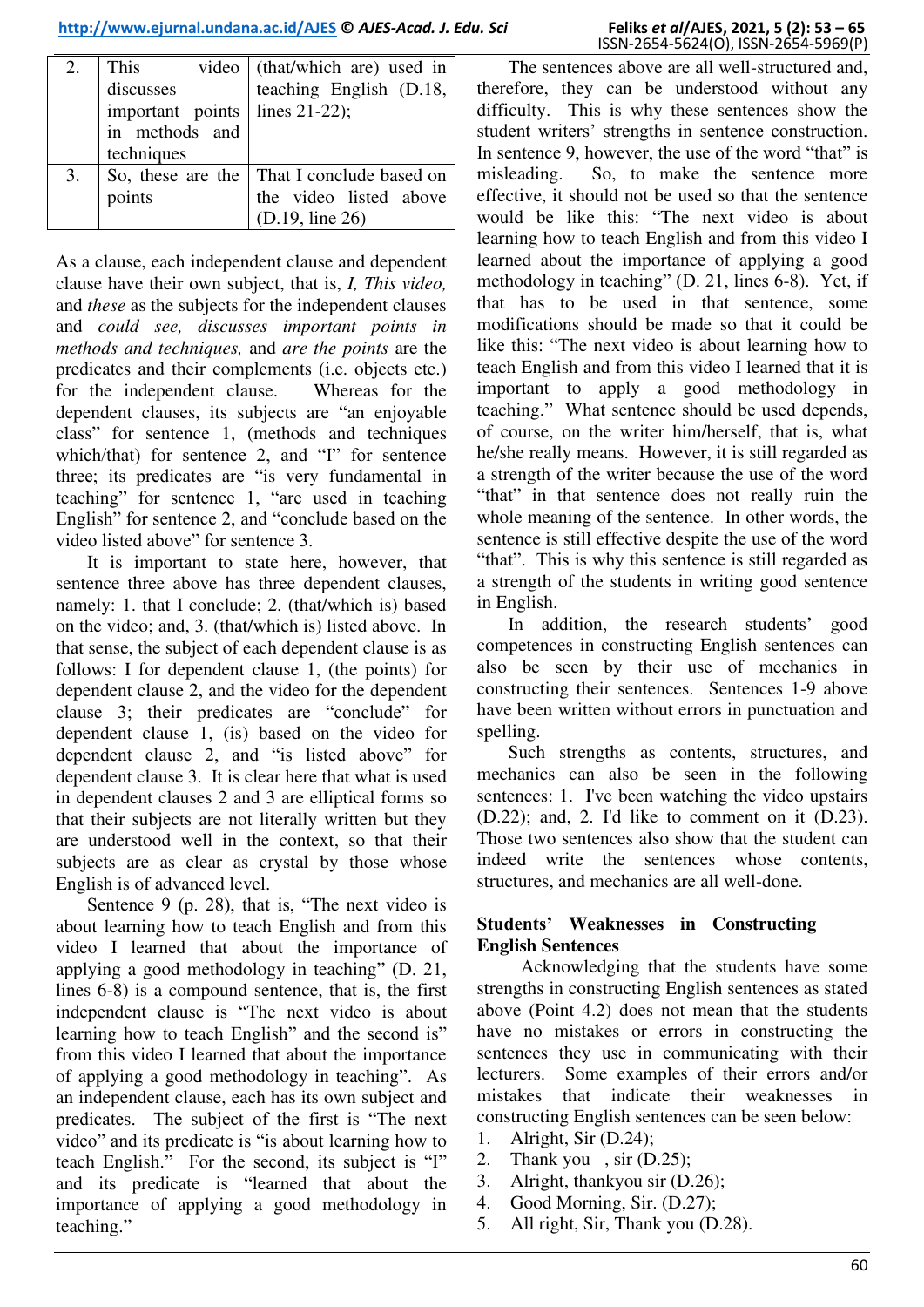| 2. | This video discusses important points in methods and techniques | (that/which are) used in teaching English (D.18, lines 21-22); |
|---|---|---|
| 3. | So, these are the points | That I conclude based on the video listed above (D.19, line 26) |

As a clause, each independent clause and dependent clause have their own subject, that is, *I, This video,* and *these* as the subjects for the independent clauses and *could see, discusses important points in methods and techniques,* and *are the points* are the predicates and their complements (i.e. objects etc.) for the independent clause. Whereas for the dependent clauses, its subjects are "an enjoyable class" for sentence 1, (methods and techniques which/that) for sentence 2, and "I" for sentence three; its predicates are "is very fundamental in teaching" for sentence 1, "are used in teaching English" for sentence 2, and "conclude based on the video listed above" for sentence 3.

It is important to state here, however, that sentence three above has three dependent clauses, namely: 1. that I conclude; 2. (that/which is) based on the video; and, 3. (that/which is) listed above. In that sense, the subject of each dependent clause is as follows: I for dependent clause 1, (the points) for dependent clause 2, and the video for the dependent clause 3; their predicates are "conclude" for dependent clause 1, (is) based on the video for dependent clause 2, and "is listed above" for dependent clause 3. It is clear here that what is used in dependent clauses 2 and 3 are elliptical forms so that their subjects are not literally written but they are understood well in the context, so that their subjects are as clear as crystal by those whose English is of advanced level.

Sentence 9 (p. 28), that is, "The next video is about learning how to teach English and from this video I learned that about the importance of applying a good methodology in teaching" (D. 21, lines 6-8) is a compound sentence, that is, the first independent clause is "The next video is about learning how to teach English" and the second is" from this video I learned that about the importance of applying a good methodology in teaching". As an independent clause, each has its own subject and predicates. The subject of the first is "The next video" and its predicate is "is about learning how to teach English." For the second, its subject is "I" and its predicate is "learned that about the importance of applying a good methodology in teaching."

The sentences above are all well-structured and, therefore, they can be understood without any difficulty. This is why these sentences show the student writers' strengths in sentence construction. In sentence 9, however, the use of the word "that" is misleading. So, to make the sentence more effective, it should not be used so that the sentence would be like this: "The next video is about learning how to teach English and from this video I learned about the importance of applying a good methodology in teaching" (D. 21, lines 6-8). Yet, if that has to be used in that sentence, some modifications should be made so that it could be like this: "The next video is about learning how to teach English and from this video I learned that it is important to apply a good methodology in teaching." What sentence should be used depends, of course, on the writer him/herself, that is, what he/she really means. However, it is still regarded as a strength of the writer because the use of the word "that" in that sentence does not really ruin the whole meaning of the sentence. In other words, the sentence is still effective despite the use of the word "that". This is why this sentence is still regarded as a strength of the students in writing good sentence in English.

In addition, the research students' good competences in constructing English sentences can also be seen by their use of mechanics in constructing their sentences. Sentences 1-9 above have been written without errors in punctuation and spelling.

Such strengths as contents, structures, and mechanics can also be seen in the following sentences: 1. I've been watching the video upstairs (D.22); and, 2. I'd like to comment on it (D.23). Those two sentences also show that the student can indeed write the sentences whose contents, structures, and mechanics are all well-done.

### Students' Weaknesses in Constructing English Sentences

Acknowledging that the students have some strengths in constructing English sentences as stated above (Point 4.2) does not mean that the students have no mistakes or errors in constructing the sentences they use in communicating with their lecturers. Some examples of their errors and/or mistakes that indicate their weaknesses in constructing English sentences can be seen below:

1. Alright, Sir (D.24);
2. Thank you , sir (D.25);
3. Alright, thankyou sir (D.26);
4. Good Morning, Sir. (D.27);
5. All right, Sir, Thank you (D.28).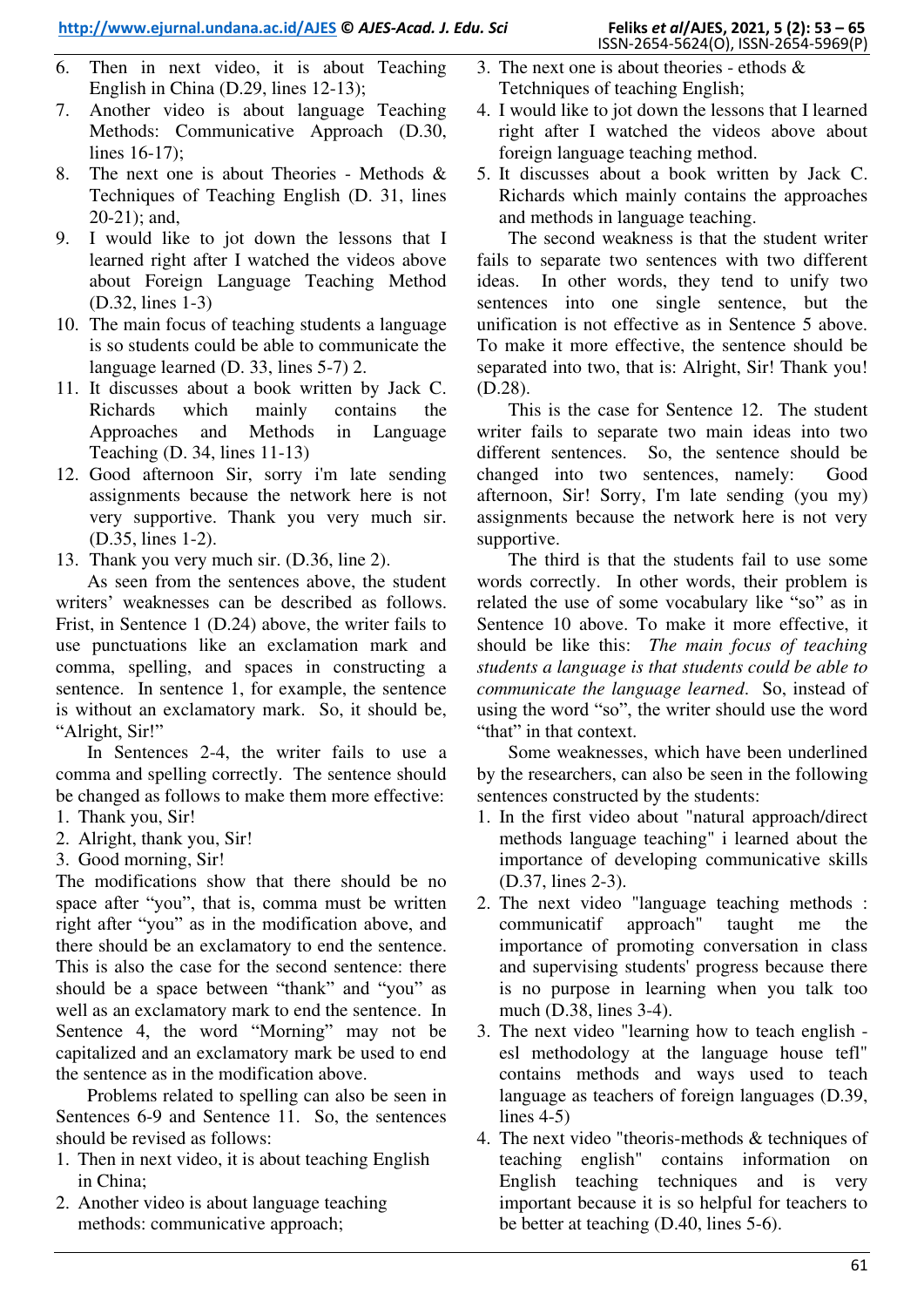6. Then in next video, it is about Teaching English in China (D.29, lines 12-13);
7. Another video is about language Teaching Methods: Communicative Approach (D.30, lines 16-17);
8. The next one is about Theories - Methods & Techniques of Teaching English (D. 31, lines 20-21); and,
9. I would like to jot down the lessons that I learned right after I watched the videos above about Foreign Language Teaching Method (D.32, lines 1-3)
10. The main focus of teaching students a language is so students could be able to communicate the language learned (D. 33, lines 5-7) 2.
11. It discusses about a book written by Jack C. Richards which mainly contains the Approaches and Methods in Language Teaching (D. 34, lines 11-13)
12. Good afternoon Sir, sorry i'm late sending assignments because the network here is not very supportive. Thank you very much sir. (D.35, lines 1-2).
13. Thank you very much sir. (D.36, line 2).

As seen from the sentences above, the student writers' weaknesses can be described as follows. Frist, in Sentence 1 (D.24) above, the writer fails to use punctuations like an exclamation mark and comma, spelling, and spaces in constructing a sentence. In sentence 1, for example, the sentence is without an exclamatory mark. So, it should be, "Alright, Sir!"

In Sentences 2-4, the writer fails to use a comma and spelling correctly. The sentence should be changed as follows to make them more effective:

1. Thank you, Sir!
2. Alright, thank you, Sir!
3. Good morning, Sir!

The modifications show that there should be no space after "you", that is, comma must be written right after "you" as in the modification above, and there should be an exclamatory to end the sentence. This is also the case for the second sentence: there should be a space between "thank" and "you" as well as an exclamatory mark to end the sentence. In Sentence 4, the word "Morning" may not be capitalized and an exclamatory mark be used to end the sentence as in the modification above.

Problems related to spelling can also be seen in Sentences 6-9 and Sentence 11. So, the sentences should be revised as follows:

1. Then in next video, it is about teaching English in China;
2. Another video is about language teaching methods: communicative approach;
3. The next one is about theories - ethods & Tetchniques of teaching English;
4. I would like to jot down the lessons that I learned right after I watched the videos above about foreign language teaching method.
5. It discusses about a book written by Jack C. Richards which mainly contains the approaches and methods in language teaching.

The second weakness is that the student writer fails to separate two sentences with two different ideas. In other words, they tend to unify two sentences into one single sentence, but the unification is not effective as in Sentence 5 above. To make it more effective, the sentence should be separated into two, that is: Alright, Sir! Thank you! (D.28).

This is the case for Sentence 12. The student writer fails to separate two main ideas into two different sentences. So, the sentence should be changed into two sentences, namely: Good afternoon, Sir! Sorry, I'm late sending (you my) assignments because the network here is not very supportive.

The third is that the students fail to use some words correctly. In other words, their problem is related the use of some vocabulary like "so" as in Sentence 10 above. To make it more effective, it should be like this: *The main focus of teaching students a language is that students could be able to communicate the language learned*. So, instead of using the word "so", the writer should use the word "that" in that context.

Some weaknesses, which have been underlined by the researchers, can also be seen in the following sentences constructed by the students:

1. In the first video about "natural approach/direct methods language teaching" i learned about the importance of developing communicative skills (D.37, lines 2-3).
2. The next video "language teaching methods : communicatif approach" taught me the importance of promoting conversation in class and supervising students' progress because there is no purpose in learning when you talk too much (D.38, lines 3-4).
3. The next video "learning how to teach english - esl methodology at the language house tefl" contains methods and ways used to teach language as teachers of foreign languages (D.39, lines 4-5)
4. The next video "theoris-methods & techniques of teaching english" contains information on English teaching techniques and is very important because it is so helpful for teachers to be better at teaching (D.40, lines 5-6).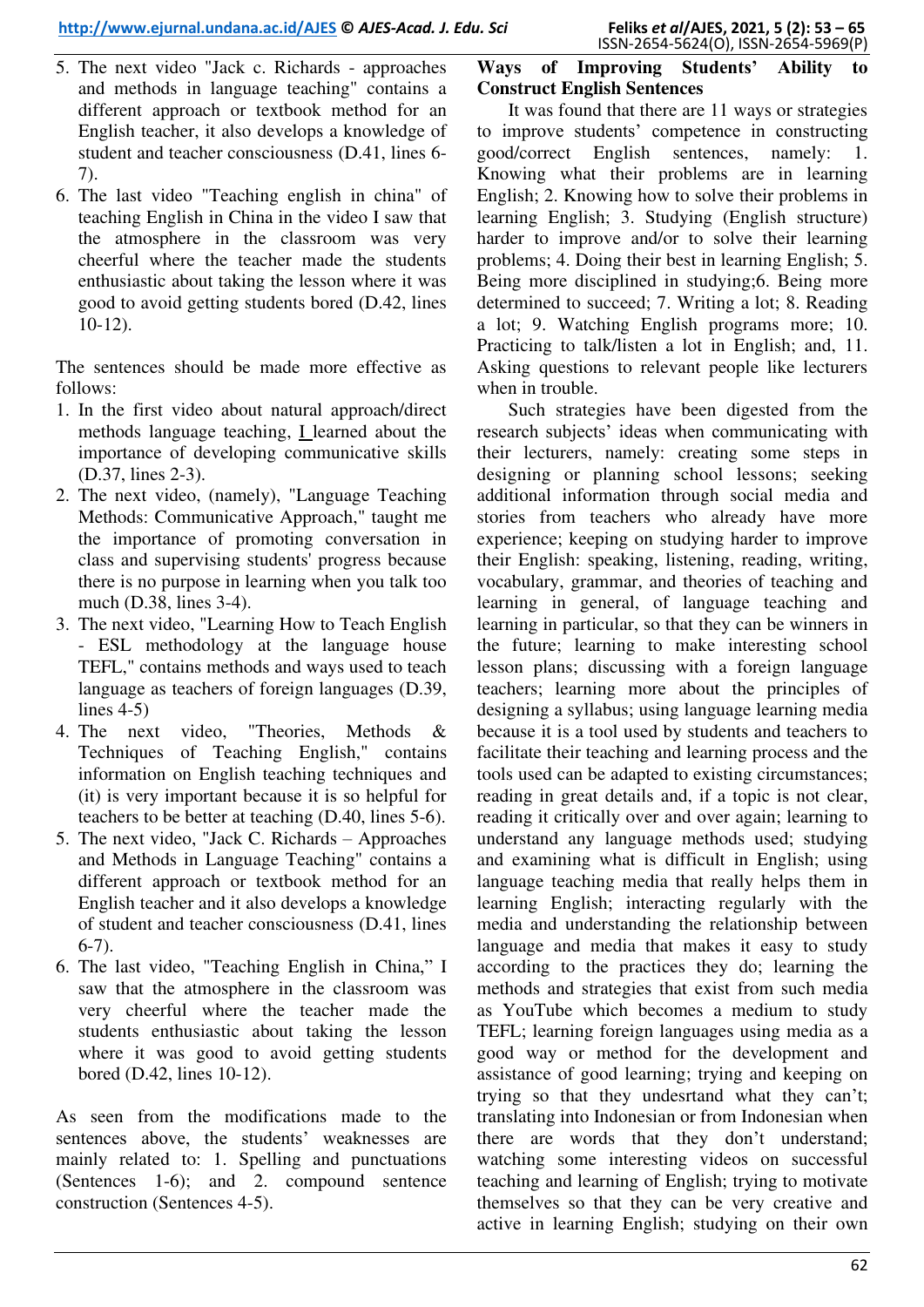5. The next video "Jack c. Richards - approaches and methods in language teaching" contains a different approach or textbook method for an English teacher, it also develops a knowledge of student and teacher consciousness (D.41, lines 6-7).
6. The last video "Teaching english in china" of teaching English in China in the video I saw that the atmosphere in the classroom was very cheerful where the teacher made the students enthusiastic about taking the lesson where it was good to avoid getting students bored (D.42, lines 10-12).

The sentences should be made more effective as follows:

1. In the first video about natural approach/direct methods language teaching, <u>I</u> learned about the importance of developing communicative skills (D.37, lines 2-3).
2. The next video, (namely), "Language Teaching Methods: Communicative Approach," taught me the importance of promoting conversation in class and supervising students' progress because there is no purpose in learning when you talk too much (D.38, lines 3-4).
3. The next video, "Learning How to Teach English - ESL methodology at the language house TEFL," contains methods and ways used to teach language as teachers of foreign languages (D.39, lines 4-5)
4. The next video, "Theories, Methods & Techniques of Teaching English," contains information on English teaching techniques and (it) is very important because it is so helpful for teachers to be better at teaching (D.40, lines 5-6).
5. The next video, "Jack C. Richards – Approaches and Methods in Language Teaching" contains a different approach or textbook method for an English teacher and it also develops a knowledge of student and teacher consciousness (D.41, lines 6-7).
6. The last video, "Teaching English in China," I saw that the atmosphere in the classroom was very cheerful where the teacher made the students enthusiastic about taking the lesson where it was good to avoid getting students bored (D.42, lines 10-12).

As seen from the modifications made to the sentences above, the students' weaknesses are mainly related to: 1. Spelling and punctuations (Sentences 1-6); and 2. compound sentence construction (Sentences 4-5).

**Ways of Improving Students' Ability to Construct English Sentences**

It was found that there are 11 ways or strategies to improve students' competence in constructing good/correct English sentences, namely: 1. Knowing what their problems are in learning English; 2. Knowing how to solve their problems in learning English; 3. Studying (English structure) harder to improve and/or to solve their learning problems; 4. Doing their best in learning English; 5. Being more disciplined in studying;6. Being more determined to succeed; 7. Writing a lot; 8. Reading a lot; 9. Watching English programs more; 10. Practicing to talk/listen a lot in English; and, 11. Asking questions to relevant people like lecturers when in trouble.

Such strategies have been digested from the research subjects' ideas when communicating with their lecturers, namely: creating some steps in designing or planning school lessons; seeking additional information through social media and stories from teachers who already have more experience; keeping on studying harder to improve their English: speaking, listening, reading, writing, vocabulary, grammar, and theories of teaching and learning in general, of language teaching and learning in particular, so that they can be winners in the future; learning to make interesting school lesson plans; discussing with a foreign language teachers; learning more about the principles of designing a syllabus; using language learning media because it is a tool used by students and teachers to facilitate their teaching and learning process and the tools used can be adapted to existing circumstances; reading in great details and, if a topic is not clear, reading it critically over and over again; learning to understand any language methods used; studying and examining what is difficult in English; using language teaching media that really helps them in learning English; interacting regularly with the media and understanding the relationship between language and media that makes it easy to study according to the practices they do; learning the methods and strategies that exist from such media as YouTube which becomes a medium to study TEFL; learning foreign languages using media as a good way or method for the development and assistance of good learning; trying and keeping on trying so that they undesrtand what they can't; translating into Indonesian or from Indonesian when there are words that they don't understand; watching some interesting videos on successful teaching and learning of English; trying to motivate themselves so that they can be very creative and active in learning English; studying on their own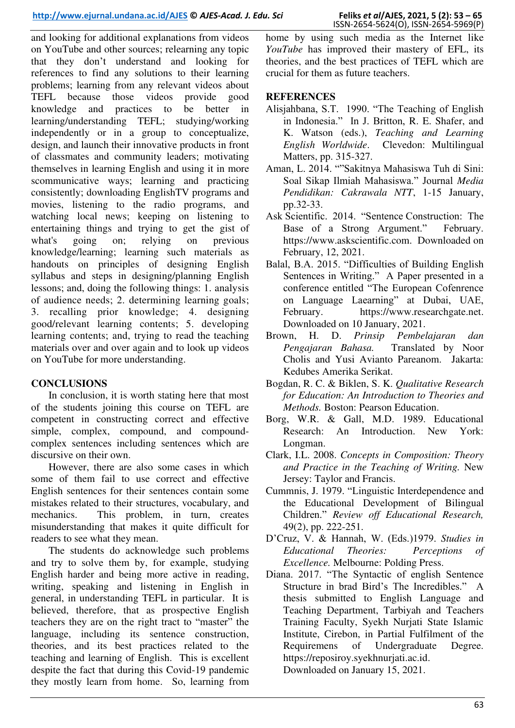and looking for additional explanations from videos on YouTube and other sources; relearning any topic that they don't understand and looking for references to find any solutions to their learning problems; learning from any relevant videos about TEFL because those videos provide good knowledge and practices to be better in learning/understanding TEFL; studying/working independently or in a group to conceptualize, design, and launch their innovative products in front of classmates and community leaders; motivating themselves in learning English and using it in more scommunicative ways; learning and practicing consistently; downloading EnglishTV programs and movies, listening to the radio programs, and watching local news; keeping on listening to entertaining things and trying to get the gist of what's going on; relying on previous knowledge/learning; learning such materials as handouts on principles of designing English syllabus and steps in designing/planning English lessons; and, doing the following things: 1. analysis of audience needs; 2. determining learning goals; 3. recalling prior knowledge; 4. designing good/relevant learning contents; 5. developing learning contents; and, trying to read the teaching materials over and over again and to look up videos on YouTube for more understanding.

## CONCLUSIONS

In conclusion, it is worth stating here that most of the students joining this course on TEFL are competent in constructing correct and effective simple, complex, compound, and compound-complex sentences including sentences which are discursive on their own.

However, there are also some cases in which some of them fail to use correct and effective English sentences for their sentences contain some mistakes related to their structures, vocabulary, and mechanics. This problem, in turn, creates misunderstanding that makes it quite difficult for readers to see what they mean.

The students do acknowledge such problems and try to solve them by, for example, studying English harder and being more active in reading, writing, speaking and listening in English in general, in understanding TEFL in particular. It is believed, therefore, that as prospective English teachers they are on the right tract to "master" the language, including its sentence construction, theories, and its best practices related to the teaching and learning of English. This is excellent despite the fact that during this Covid-19 pandemic they mostly learn from home. So, learning from home by using such media as the Internet like *YouTube* has improved their mastery of EFL, its theories, and the best practices of TEFL which are crucial for them as future teachers.

## REFERENCES

Alisjahbana, S.T. 1990. "The Teaching of English in Indonesia." In J. Britton, R. E. Shafer, and K. Watson (eds.), *Teaching and Learning English Worldwide*. Clevedon: Multilingual Matters, pp. 315-327.

Aman, L. 2014. ""Sakitnya Mahasiswa Tuh di Sini: Soal Sikap Ilmiah Mahasiswa." Journal *Media Pendidikan: Cakrawala NTT*, 1-15 January, pp.32-33.

Ask Scientific. 2014. "Sentence Construction: The Base of a Strong Argument." February. https://www.askscientific.com. Downloaded on February, 12, 2021.

Balal, B.A. 2015. "Difficulties of Building English Sentences in Writing." A Paper presented in a conference entitled "The European Cofenrence on Language Laearning" at Dubai, UAE, February. https://www.researchgate.net. Downloaded on 10 January, 2021.

Brown, H. D. *Prinsip Pembelajaran dan Pengajaran Bahasa.* Translated by Noor Cholis and Yusi Avianto Pareanom. Jakarta: Kedubes Amerika Serikat.

Bogdan, R. C. & Biklen, S. K. *Qualitative Research for Education: An Introduction to Theories and Methods.* Boston: Pearson Education.

Borg, W.R. & Gall, M.D. 1989. Educational Research: An Introduction. New York: Longman.

Clark, I.L. 2008. *Concepts in Composition: Theory and Practice in the Teaching of Writing.* New Jersey: Taylor and Francis.

Cummnis, J. 1979. "Linguistic Interdependence and the Educational Development of Bilingual Children." *Review off Educational Research,* 49(2), pp. 222-251.

D'Cruz, V. & Hannah, W. (Eds.)1979. *Studies in Educational Theories: Perceptions of Excellence.* Melbourne: Polding Press.

Diana. 2017. "The Syntactic of english Sentence Structure in brad Bird's The Incredibles." A thesis submitted to English Language and Teaching Department, Tarbiyah and Teachers Training Faculty, Syekh Nurjati State Islamic Institute, Cirebon, in Partial Fulfilment of the Requiremens of Undergraduate Degree. https://reposiroy.syekhnurjati.ac.id. Downloaded on January 15, 2021.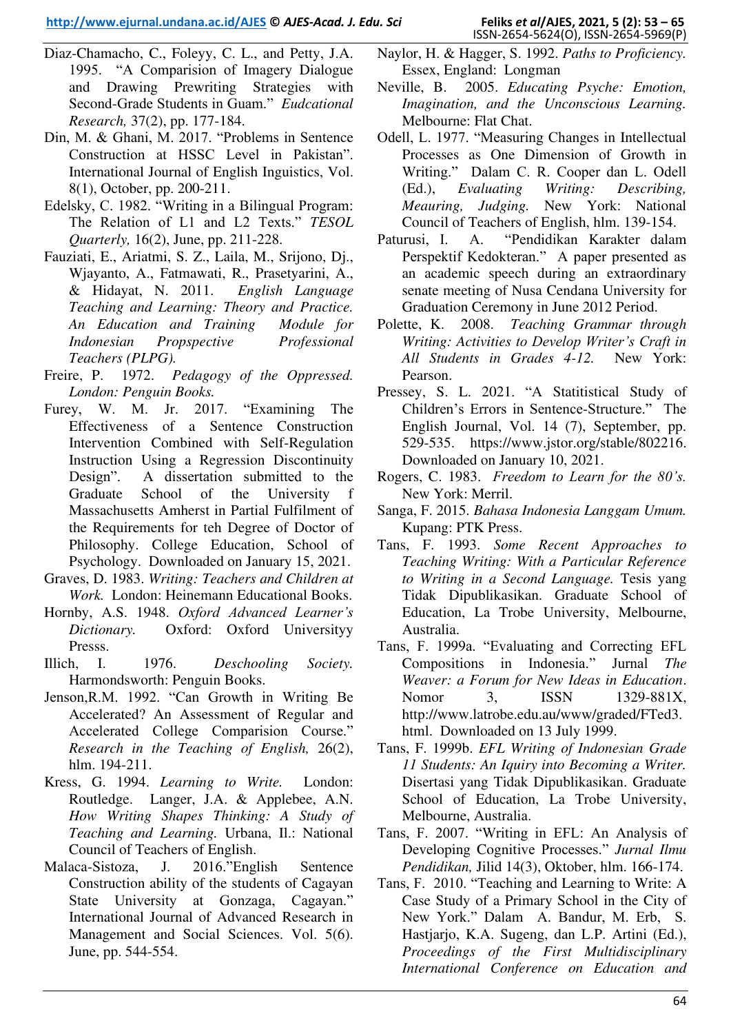Diaz-Chamacho, C., Foleyy, C. L., and Petty, J.A. 1995. "A Comparision of Imagery Dialogue and Drawing Prewriting Strategies with Second-Grade Students in Guam." *Eudcational Research,* 37(2), pp. 177-184.

Din, M. & Ghani, M. 2017. "Problems in Sentence Construction at HSSC Level in Pakistan". International Journal of English Inguistics, Vol. 8(1), October, pp. 200-211.

Edelsky, C. 1982. "Writing in a Bilingual Program: The Relation of L1 and L2 Texts." *TESOL Quarterly,* 16(2), June, pp. 211-228.

Fauziati, E., Ariatmi, S. Z., Laila, M., Srijono, Dj., Wjayanto, A., Fatmawati, R., Prasetyarini, A., & Hidayat, N. 2011. *English Language Teaching and Learning: Theory and Practice. An Education and Training Module for Indonesian Propspective Professional Teachers (PLPG).*

Freire, P. 1972. *Pedagogy of the Oppressed. London: Penguin Books.*

Furey, W. M. Jr. 2017. "Examining The Effectiveness of a Sentence Construction Intervention Combined with Self-Regulation Instruction Using a Regression Discontinuity Design". A dissertation submitted to the Graduate School of the University f Massachusetts Amherst in Partial Fulfilment of the Requirements for teh Degree of Doctor of Philosophy. College Education, School of Psychology. Downloaded on January 15, 2021.

Graves, D. 1983. *Writing: Teachers and Children at Work.* London: Heinemann Educational Books.

Hornby, A.S. 1948. *Oxford Advanced Learner's Dictionary.* Oxford: Oxford Universityy Presss.

Illich, I. 1976. *Deschooling Society.* Harmondsworth: Penguin Books.

Jenson,R.M. 1992. "Can Growth in Writing Be Accelerated? An Assessment of Regular and Accelerated College Comparision Course." *Research in the Teaching of English,* 26(2), hlm. 194-211.

Kress, G. 1994. *Learning to Write.* London: Routledge. Langer, J.A. & Applebee, A.N. *How Writing Shapes Thinking: A Study of Teaching and Learning.* Urbana, Il.: National Council of Teachers of English.

Malaca-Sistoza, J. 2016."English Sentence Construction ability of the students of Cagayan State University at Gonzaga, Cagayan." International Journal of Advanced Research in Management and Social Sciences. Vol. 5(6). June, pp. 544-554.

Naylor, H. & Hagger, S. 1992. *Paths to Proficiency.* Essex, England: Longman

Neville, B. 2005. *Educating Psyche: Emotion, Imagination, and the Unconscious Learning.* Melbourne: Flat Chat.

Odell, L. 1977. "Measuring Changes in Intellectual Processes as One Dimension of Growth in Writing." Dalam C. R. Cooper dan L. Odell (Ed.), *Evaluating Writing: Describing, Meauring, Judging.* New York: National Council of Teachers of English, hlm. 139-154.

Paturusi, I. A. "Pendidikan Karakter dalam Perspektif Kedokteran." A paper presented as an academic speech during an extraordinary senate meeting of Nusa Cendana University for Graduation Ceremony in June 2012 Period.

Polette, K. 2008. *Teaching Grammar through Writing: Activities to Develop Writer's Craft in All Students in Grades 4-12.* New York: Pearson.

Pressey, S. L. 2021. "A Statitistical Study of Children's Errors in Sentence-Structure." The English Journal, Vol. 14 (7), September, pp. 529-535. https://www.jstor.org/stable/802216. Downloaded on January 10, 2021.

Rogers, C. 1983. *Freedom to Learn for the 80's.* New York: Merril.

Sanga, F. 2015. *Bahasa Indonesia Langgam Umum.* Kupang: PTK Press.

Tans, F. 1993. *Some Recent Approaches to Teaching Writing: With a Particular Reference to Writing in a Second Language.* Tesis yang Tidak Dipublikasikan. Graduate School of Education, La Trobe University, Melbourne, Australia.

Tans, F. 1999a. "Evaluating and Correcting EFL Compositions in Indonesia." Jurnal *The Weaver: a Forum for New Ideas in Education*. Nomor 3, ISSN 1329-881X, http://www.latrobe.edu.au/www/graded/FTed3.html. Downloaded on 13 July 1999.

Tans, F. 1999b. *EFL Writing of Indonesian Grade 11 Students: An Iquiry into Becoming a Writer.* Disertasi yang Tidak Dipublikasikan. Graduate School of Education, La Trobe University, Melbourne, Australia.

Tans, F. 2007. "Writing in EFL: An Analysis of Developing Cognitive Processes." *Jurnal Ilmu Pendidikan,* Jilid 14(3), Oktober, hlm. 166-174.

Tans, F. 2010. "Teaching and Learning to Write: A Case Study of a Primary School in the City of New York." Dalam A. Bandur, M. Erb, S. Hastjarjo, K.A. Sugeng, dan L.P. Artini (Ed.), *Proceedings of the First Multidisciplinary International Conference on Education and*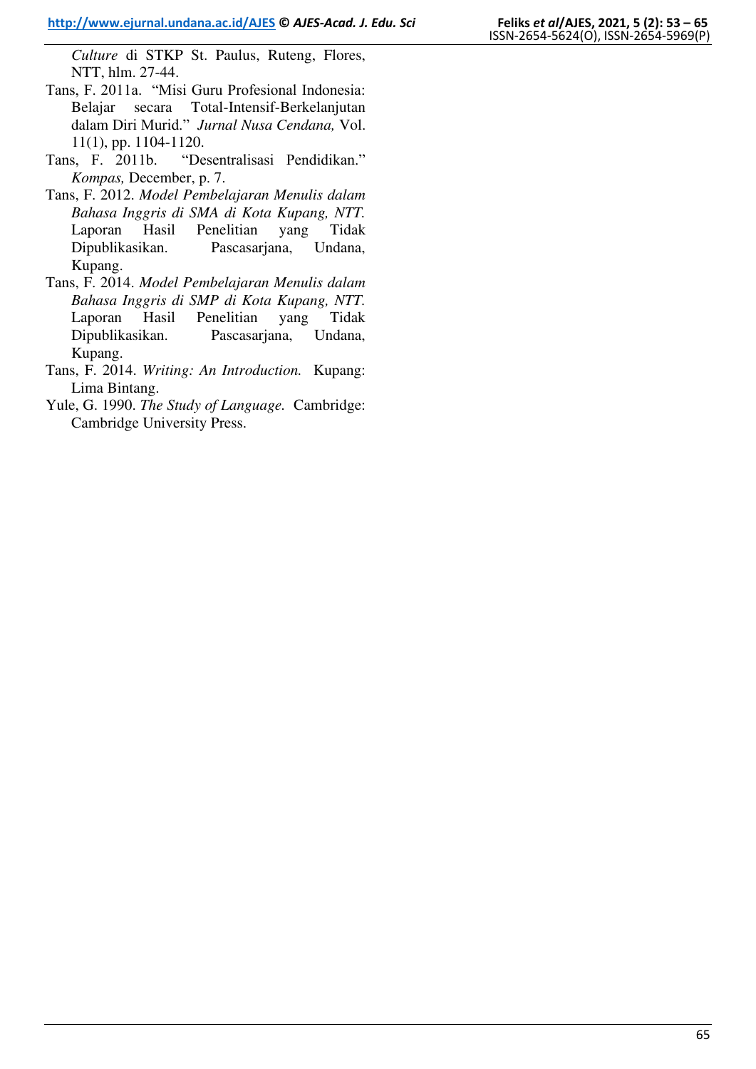*Culture* di STKP St. Paulus, Ruteng, Flores, NTT, hlm. 27-44.

Tans, F. 2011a. "Misi Guru Profesional Indonesia: Belajar secara Total-Intensif-Berkelanjutan dalam Diri Murid." *Jurnal Nusa Cendana,* Vol. 11(1), pp. 1104-1120.

Tans, F. 2011b. "Desentralisasi Pendidikan." *Kompas,* December, p. 7.

Tans, F. 2012. *Model Pembelajaran Menulis dalam Bahasa Inggris di SMA di Kota Kupang, NTT.* Laporan Hasil Penelitian yang Tidak Dipublikasikan. Pascasarjana, Undana, Kupang.

Tans, F. 2014. *Model Pembelajaran Menulis dalam Bahasa Inggris di SMP di Kota Kupang, NTT.* Laporan Hasil Penelitian yang Tidak Dipublikasikan. Pascasarjana, Undana, Kupang.

Tans, F. 2014. *Writing: An Introduction.* Kupang: Lima Bintang.

Yule, G. 1990. *The Study of Language.* Cambridge: Cambridge University Press.